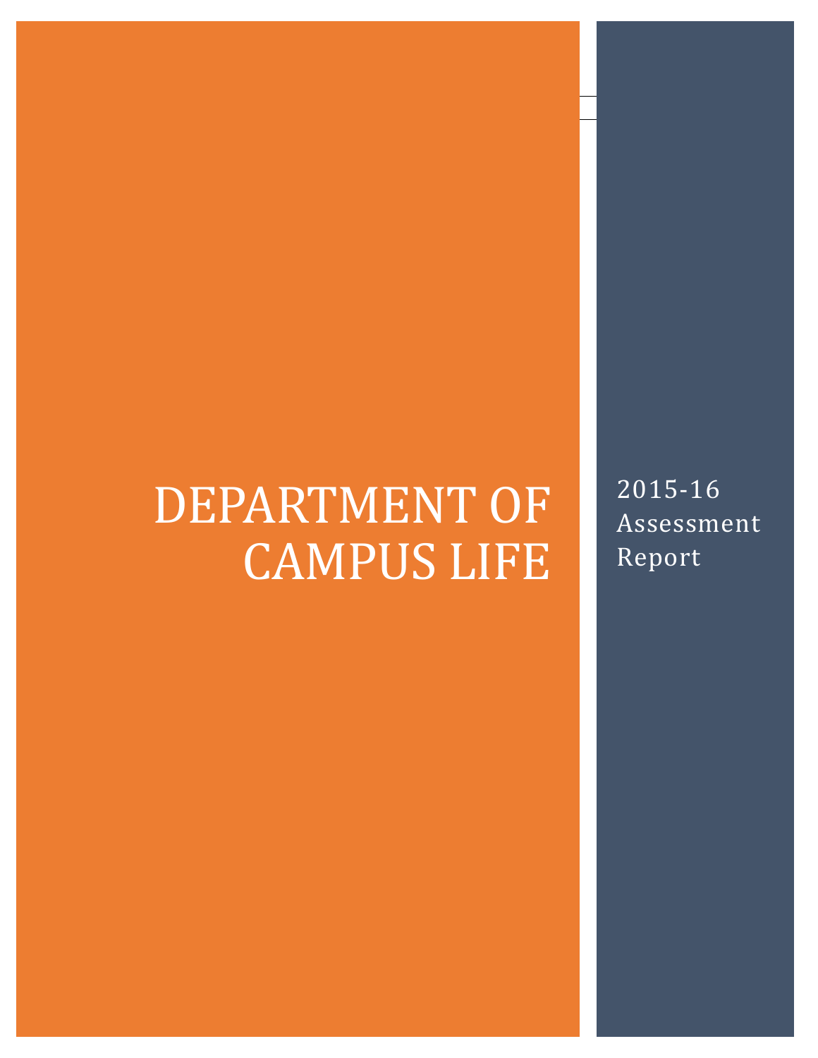# DEPARTMENT OF CAMPUS LIFE

2015-16 Assessment Report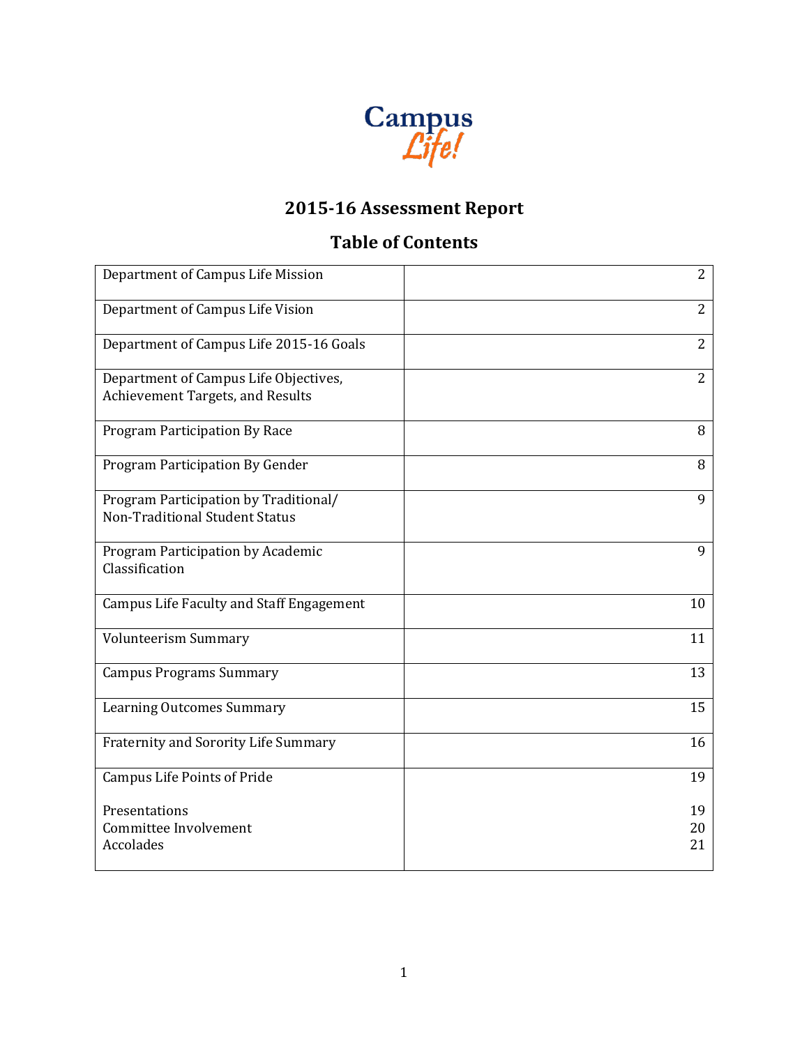Campus Life!

# 2015-16 Assessment Report

## Table of Contents

| | |
|---|---|
| Department of Campus Life Mission | 2 |
| Department of Campus Life Vision | 2 |
| Department of Campus Life 2015-16 Goals | 2 |
| Department of Campus Life Objectives, Achievement Targets, and Results | 2 |
| Program Participation By Race | 8 |
| Program Participation By Gender | 8 |
| Program Participation by Traditional/ Non-Traditional Student Status | 9 |
| Program Participation by Academic Classification | 9 |
| Campus Life Faculty and Staff Engagement | 10 |
| Volunteerism Summary | 11 |
| Campus Programs Summary | 13 |
| Learning Outcomes Summary | 15 |
| Fraternity and Sorority Life Summary | 16 |
| Campus Life Points of Pride<br><br>Presentations<br>Committee Involvement<br>Accolades | 19<br><br>19<br>20<br>21 |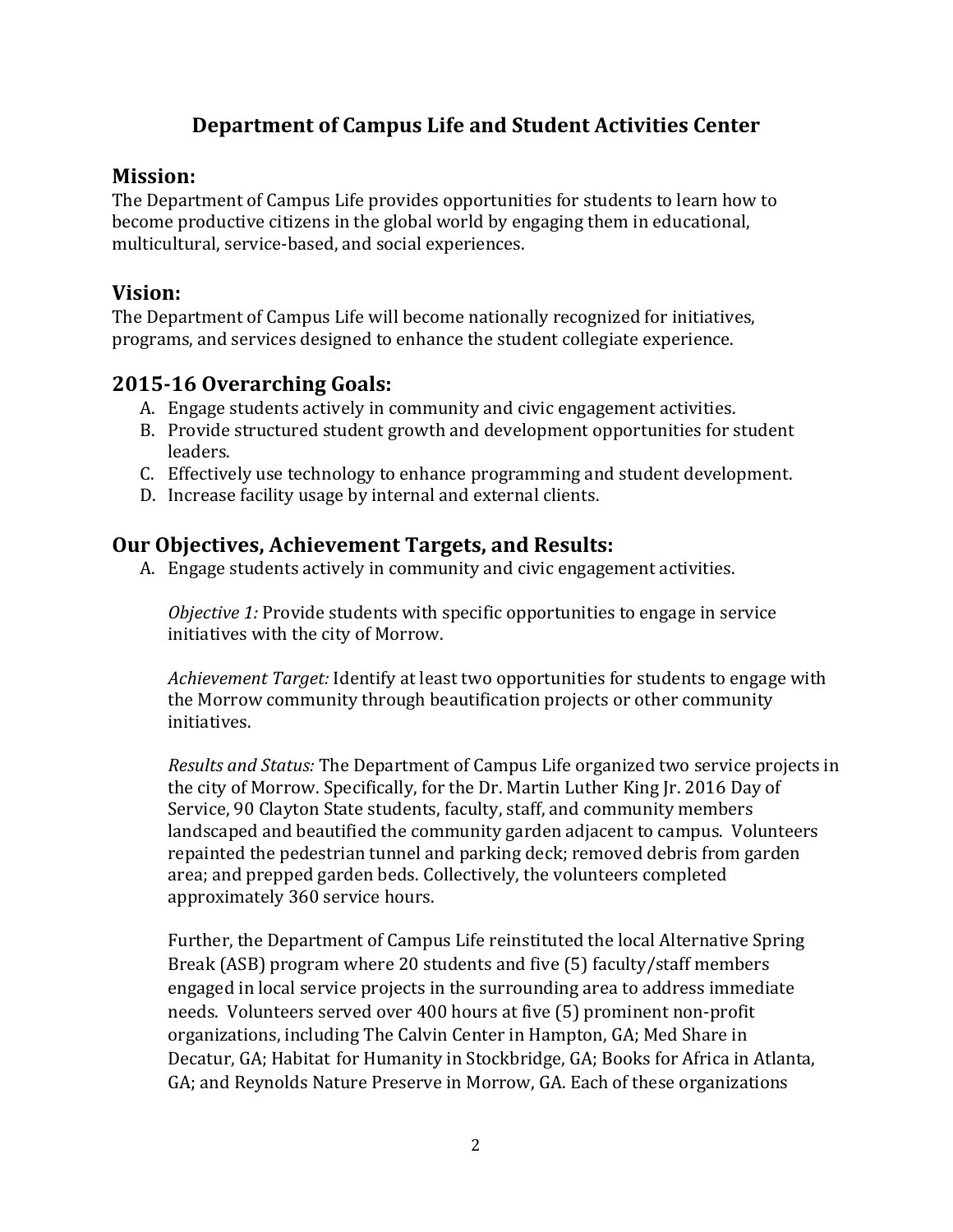# Department of Campus Life and Student Activities Center

## Mission:

The Department of Campus Life provides opportunities for students to learn how to become productive citizens in the global world by engaging them in educational, multicultural, service-based, and social experiences.

## Vision:

The Department of Campus Life will become nationally recognized for initiatives, programs, and services designed to enhance the student collegiate experience.

## 2015-16 Overarching Goals:

A. Engage students actively in community and civic engagement activities.
B. Provide structured student growth and development opportunities for student leaders.
C. Effectively use technology to enhance programming and student development.
D. Increase facility usage by internal and external clients.

## Our Objectives, Achievement Targets, and Results:

A. Engage students actively in community and civic engagement activities.

*Objective 1:* Provide students with specific opportunities to engage in service initiatives with the city of Morrow.

*Achievement Target:* Identify at least two opportunities for students to engage with the Morrow community through beautification projects or other community initiatives.

*Results and Status:* The Department of Campus Life organized two service projects in the city of Morrow. Specifically, for the Dr. Martin Luther King Jr. 2016 Day of Service, 90 Clayton State students, faculty, staff, and community members landscaped and beautified the community garden adjacent to campus. Volunteers repainted the pedestrian tunnel and parking deck; removed debris from garden area; and prepped garden beds. Collectively, the volunteers completed approximately 360 service hours.

Further, the Department of Campus Life reinstituted the local Alternative Spring Break (ASB) program where 20 students and five (5) faculty/staff members engaged in local service projects in the surrounding area to address immediate needs. Volunteers served over 400 hours at five (5) prominent non-profit organizations, including The Calvin Center in Hampton, GA; Med Share in Decatur, GA; Habitat for Humanity in Stockbridge, GA; Books for Africa in Atlanta, GA; and Reynolds Nature Preserve in Morrow, GA. Each of these organizations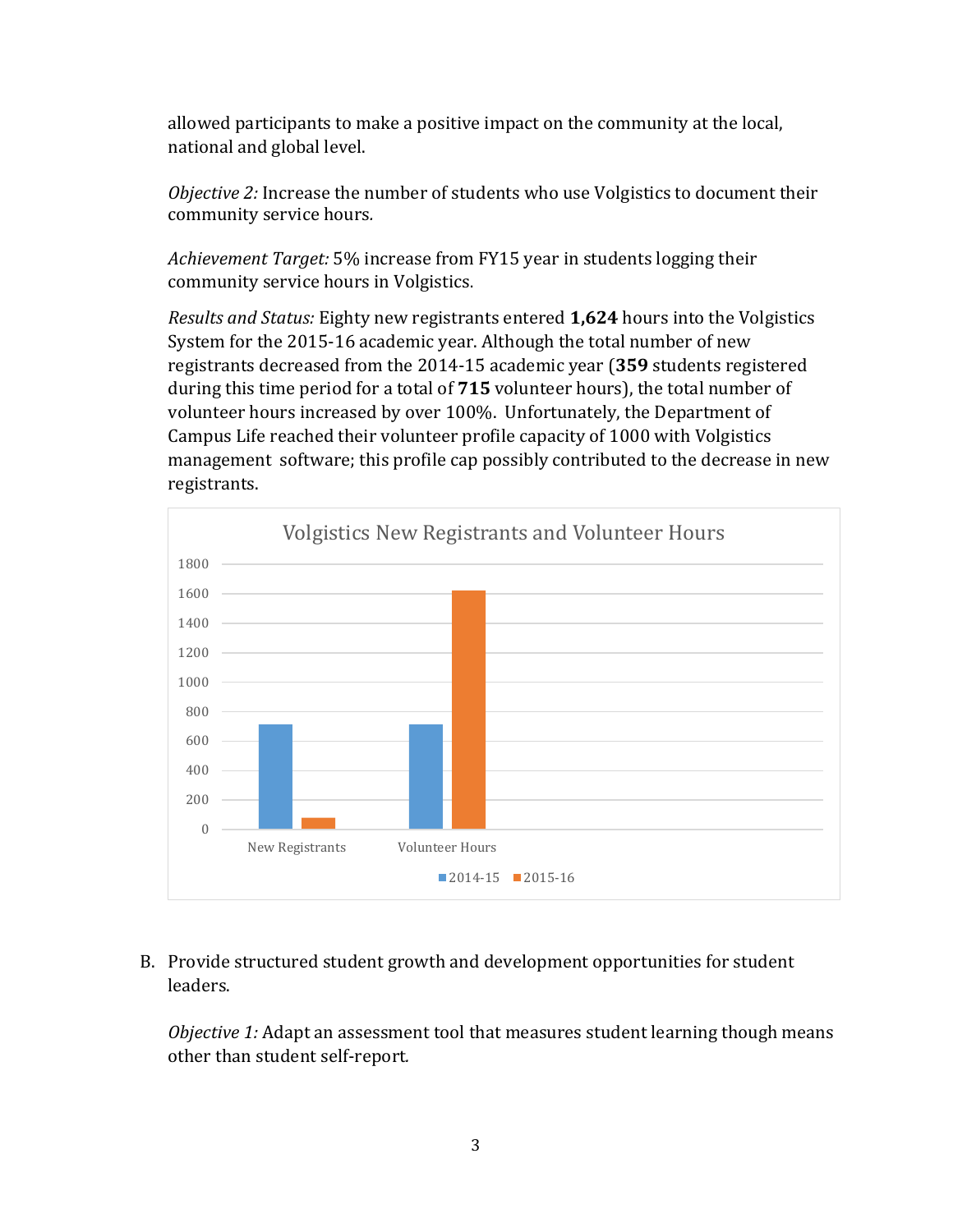allowed participants to make a positive impact on the community at the local, national and global level.

*Objective 2:* Increase the number of students who use Volgistics to document their community service hours.

*Achievement Target:* 5% increase from FY15 year in students logging their community service hours in Volgistics.

*Results and Status:* Eighty new registrants entered **1,624** hours into the Volgistics System for the 2015-16 academic year. Although the total number of new registrants decreased from the 2014-15 academic year (**359** students registered during this time period for a total of **715** volunteer hours), the total number of volunteer hours increased by over 100%. Unfortunately, the Department of Campus Life reached their volunteer profile capacity of 1000 with Volgistics management software; this profile cap possibly contributed to the decrease in new registrants.

Volgistics New Registrants and Volunteer Hours

New Registrants | Volunteer Hours

2014-15 | 2015-16

B. Provide structured student growth and development opportunities for student leaders.

*Objective 1:* Adapt an assessment tool that measures student learning though means other than student self-report.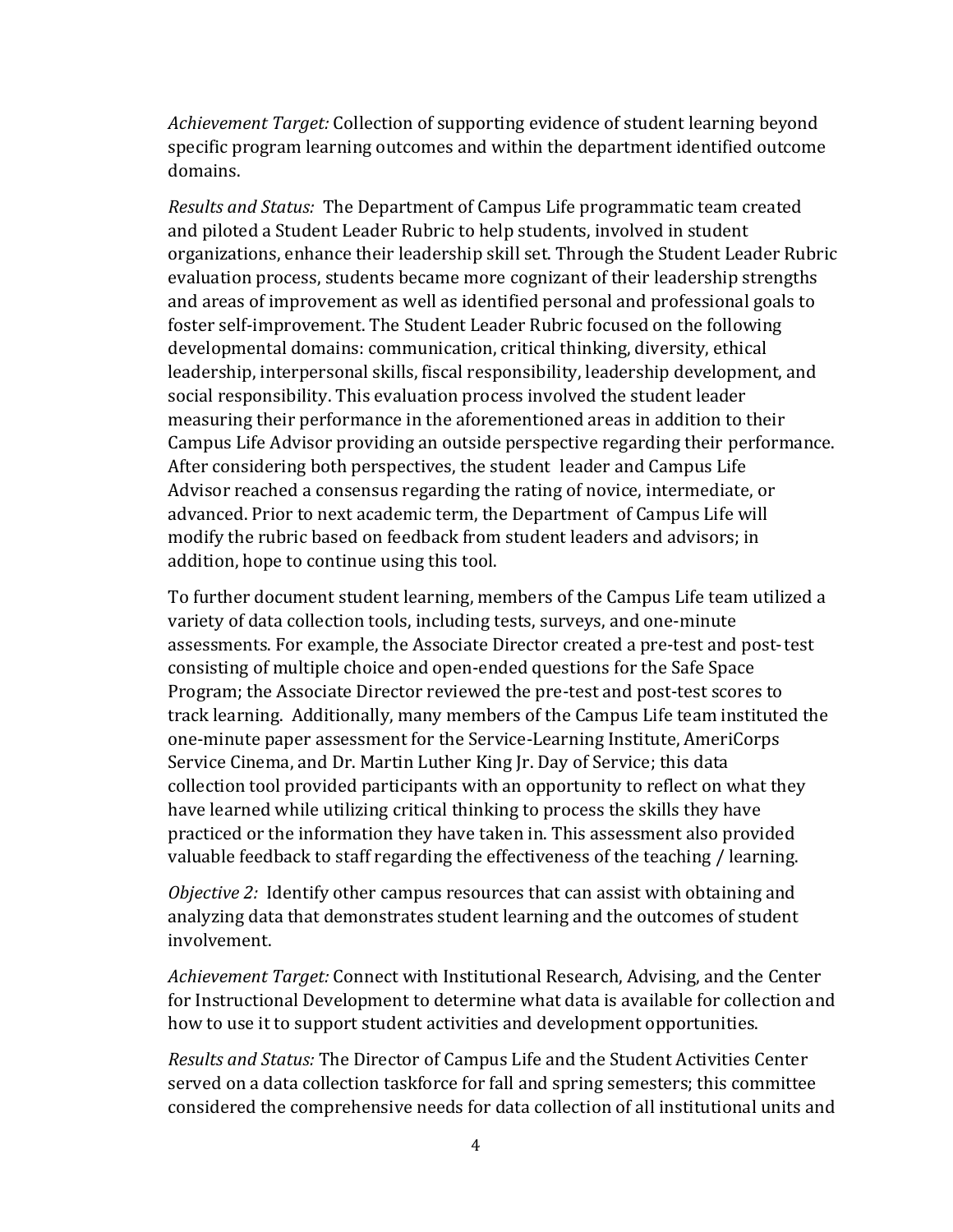*Achievement Target:* Collection of supporting evidence of student learning beyond specific program learning outcomes and within the department identified outcome domains.

*Results and Status:* The Department of Campus Life programmatic team created and piloted a Student Leader Rubric to help students, involved in student organizations, enhance their leadership skill set. Through the Student Leader Rubric evaluation process, students became more cognizant of their leadership strengths and areas of improvement as well as identified personal and professional goals to foster self-improvement. The Student Leader Rubric focused on the following developmental domains: communication, critical thinking, diversity, ethical leadership, interpersonal skills, fiscal responsibility, leadership development, and social responsibility. This evaluation process involved the student leader measuring their performance in the aforementioned areas in addition to their Campus Life Advisor providing an outside perspective regarding their performance. After considering both perspectives, the student leader and Campus Life Advisor reached a consensus regarding the rating of novice, intermediate, or advanced. Prior to next academic term, the Department of Campus Life will modify the rubric based on feedback from student leaders and advisors; in addition, hope to continue using this tool.

To further document student learning, members of the Campus Life team utilized a variety of data collection tools, including tests, surveys, and one-minute assessments. For example, the Associate Director created a pre-test and post-test consisting of multiple choice and open-ended questions for the Safe Space Program; the Associate Director reviewed the pre-test and post-test scores to track learning. Additionally, many members of the Campus Life team instituted the one-minute paper assessment for the Service-Learning Institute, AmeriCorps Service Cinema, and Dr. Martin Luther King Jr. Day of Service; this data collection tool provided participants with an opportunity to reflect on what they have learned while utilizing critical thinking to process the skills they have practiced or the information they have taken in. This assessment also provided valuable feedback to staff regarding the effectiveness of the teaching / learning.

*Objective 2:* Identify other campus resources that can assist with obtaining and analyzing data that demonstrates student learning and the outcomes of student involvement.

*Achievement Target:* Connect with Institutional Research, Advising, and the Center for Instructional Development to determine what data is available for collection and how to use it to support student activities and development opportunities.

*Results and Status:* The Director of Campus Life and the Student Activities Center served on a data collection taskforce for fall and spring semesters; this committee considered the comprehensive needs for data collection of all institutional units and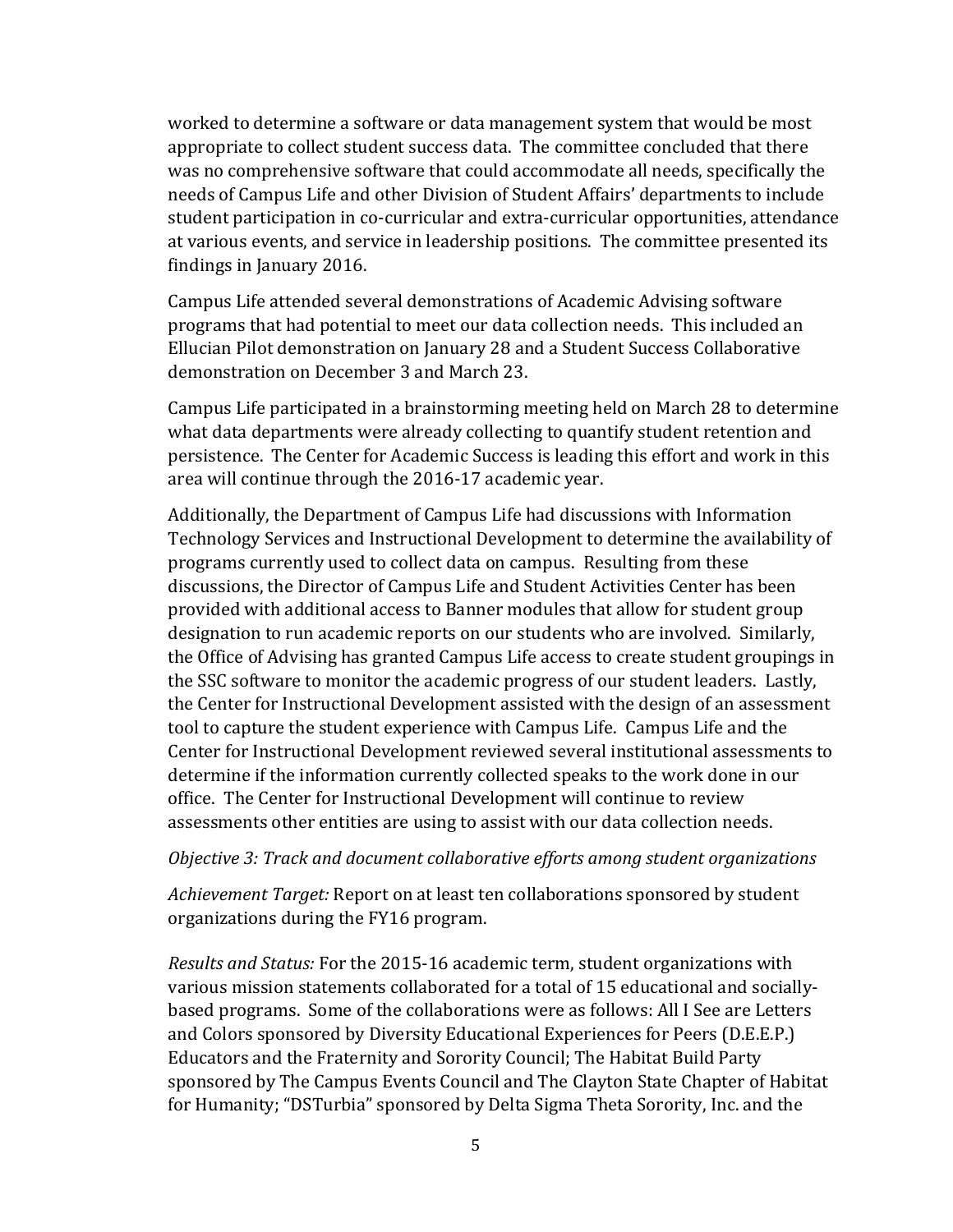worked to determine a software or data management system that would be most appropriate to collect student success data. The committee concluded that there was no comprehensive software that could accommodate all needs, specifically the needs of Campus Life and other Division of Student Affairs' departments to include student participation in co-curricular and extra-curricular opportunities, attendance at various events, and service in leadership positions. The committee presented its findings in January 2016.

Campus Life attended several demonstrations of Academic Advising software programs that had potential to meet our data collection needs. This included an Ellucian Pilot demonstration on January 28 and a Student Success Collaborative demonstration on December 3 and March 23.

Campus Life participated in a brainstorming meeting held on March 28 to determine what data departments were already collecting to quantify student retention and persistence. The Center for Academic Success is leading this effort and work in this area will continue through the 2016-17 academic year.

Additionally, the Department of Campus Life had discussions with Information Technology Services and Instructional Development to determine the availability of programs currently used to collect data on campus. Resulting from these discussions, the Director of Campus Life and Student Activities Center has been provided with additional access to Banner modules that allow for student group designation to run academic reports on our students who are involved. Similarly, the Office of Advising has granted Campus Life access to create student groupings in the SSC software to monitor the academic progress of our student leaders. Lastly, the Center for Instructional Development assisted with the design of an assessment tool to capture the student experience with Campus Life. Campus Life and the Center for Instructional Development reviewed several institutional assessments to determine if the information currently collected speaks to the work done in our office. The Center for Instructional Development will continue to review assessments other entities are using to assist with our data collection needs.

*Objective 3: Track and document collaborative efforts among student organizations*

*Achievement Target:* Report on at least ten collaborations sponsored by student organizations during the FY16 program.

*Results and Status:* For the 2015-16 academic term, student organizations with various mission statements collaborated for a total of 15 educational and socially-based programs. Some of the collaborations were as follows: All I See are Letters and Colors sponsored by Diversity Educational Experiences for Peers (D.E.E.P.) Educators and the Fraternity and Sorority Council; The Habitat Build Party sponsored by The Campus Events Council and The Clayton State Chapter of Habitat for Humanity; "DSTurbia" sponsored by Delta Sigma Theta Sorority, Inc. and the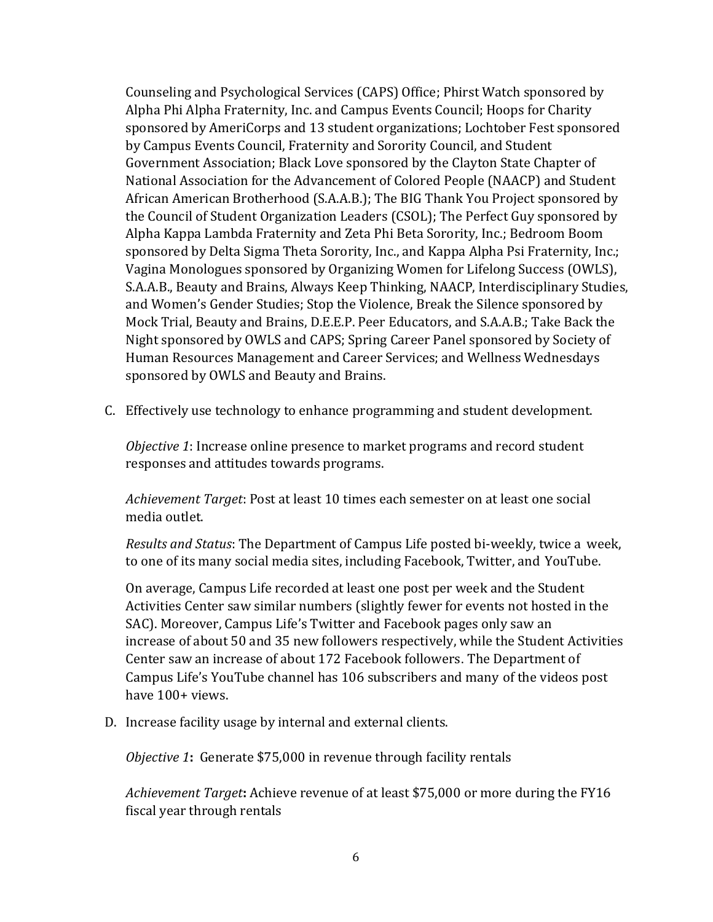Counseling and Psychological Services (CAPS) Office; Phirst Watch sponsored by Alpha Phi Alpha Fraternity, Inc. and Campus Events Council; Hoops for Charity sponsored by AmeriCorps and 13 student organizations; Lochtober Fest sponsored by Campus Events Council, Fraternity and Sorority Council, and Student Government Association; Black Love sponsored by the Clayton State Chapter of National Association for the Advancement of Colored People (NAACP) and Student African American Brotherhood (S.A.A.B.); The BIG Thank You Project sponsored by the Council of Student Organization Leaders (CSOL); The Perfect Guy sponsored by Alpha Kappa Lambda Fraternity and Zeta Phi Beta Sorority, Inc.; Bedroom Boom sponsored by Delta Sigma Theta Sorority, Inc., and Kappa Alpha Psi Fraternity, Inc.; Vagina Monologues sponsored by Organizing Women for Lifelong Success (OWLS), S.A.A.B., Beauty and Brains, Always Keep Thinking, NAACP, Interdisciplinary Studies, and Women's Gender Studies; Stop the Violence, Break the Silence sponsored by Mock Trial, Beauty and Brains, D.E.E.P. Peer Educators, and S.A.A.B.; Take Back the Night sponsored by OWLS and CAPS; Spring Career Panel sponsored by Society of Human Resources Management and Career Services; and Wellness Wednesdays sponsored by OWLS and Beauty and Brains.

C. Effectively use technology to enhance programming and student development.

   *Objective 1*: Increase online presence to market programs and record student responses and attitudes towards programs.

   *Achievement Target*: Post at least 10 times each semester on at least one social media outlet.

   *Results and Status*: The Department of Campus Life posted bi-weekly, twice a week, to one of its many social media sites, including Facebook, Twitter, and YouTube.

   On average, Campus Life recorded at least one post per week and the Student Activities Center saw similar numbers (slightly fewer for events not hosted in the SAC). Moreover, Campus Life's Twitter and Facebook pages only saw an increase of about 50 and 35 new followers respectively, while the Student Activities Center saw an increase of about 172 Facebook followers. The Department of Campus Life's YouTube channel has 106 subscribers and many of the videos post have 100+ views.

D. Increase facility usage by internal and external clients.

   *Objective 1*: Generate $75,000 in revenue through facility rentals

   *Achievement Target*: Achieve revenue of at least $75,000 or more during the FY16 fiscal year through rentals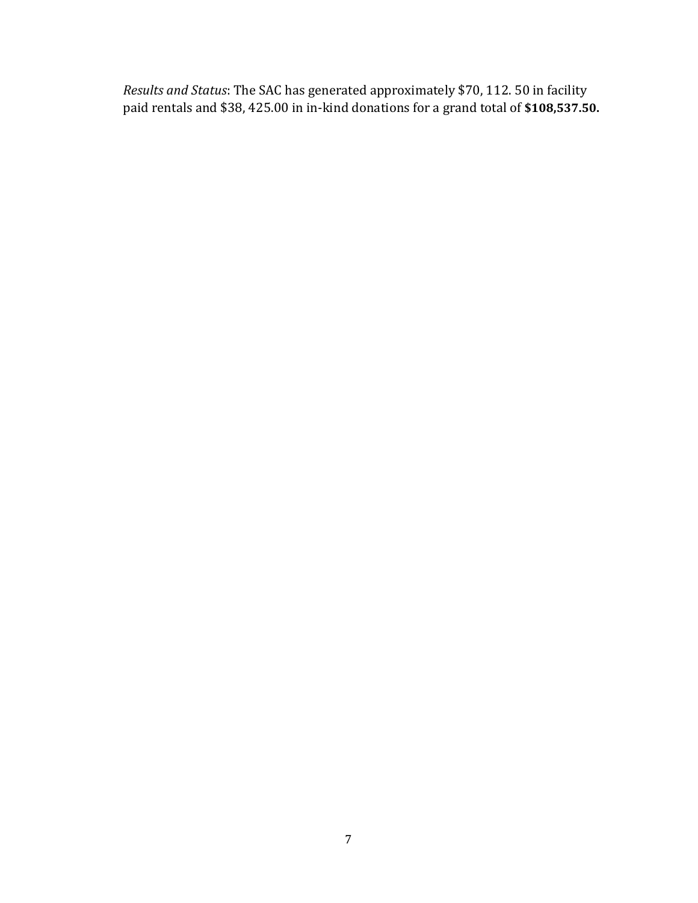*Results and Status*: The SAC has generated approximately $70, 112. 50 in facility paid rentals and $38, 425.00 in in-kind donations for a grand total of **$108,537.50.**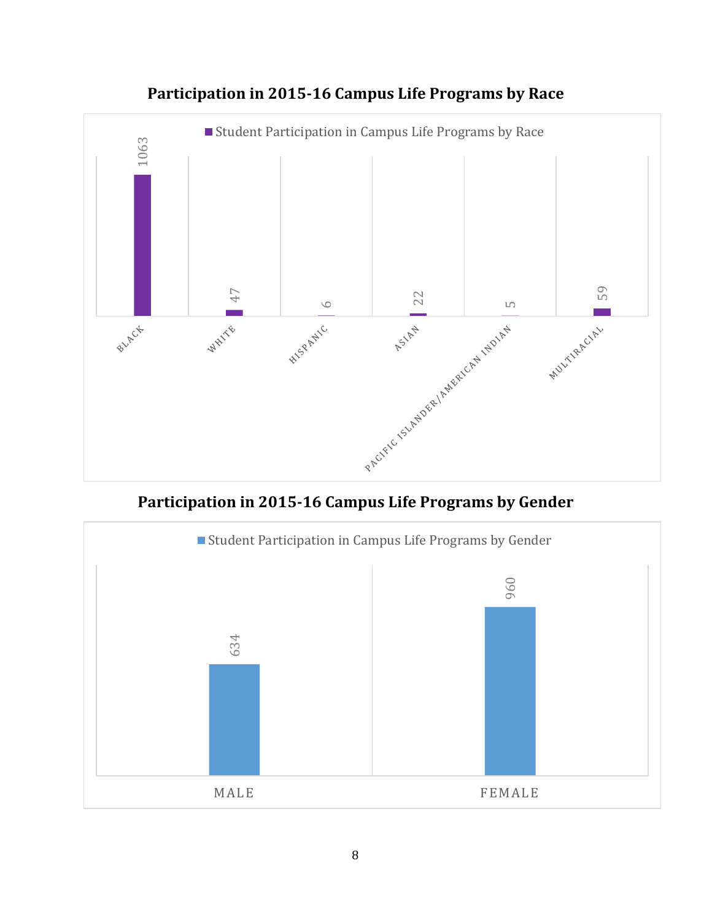## Participation in 2015-16 Campus Life Programs by Race

Student Participation in Campus Life Programs by Race

| Race | Participation |
|---|---|
| BLACK | 1063 |
| WHITE | 47 |
| HISPANIC | 6 |
| ASIAN | 22 |
| PACIFIC ISLANDER/AMERICAN INDIAN | 5 |
| MULTIRACIAL | 59 |

## Participation in 2015-16 Campus Life Programs by Gender

Student Participation in Campus Life Programs by Gender

| Gender | Participation |
|---|---|
| MALE | 634 |
| FEMALE | 960 |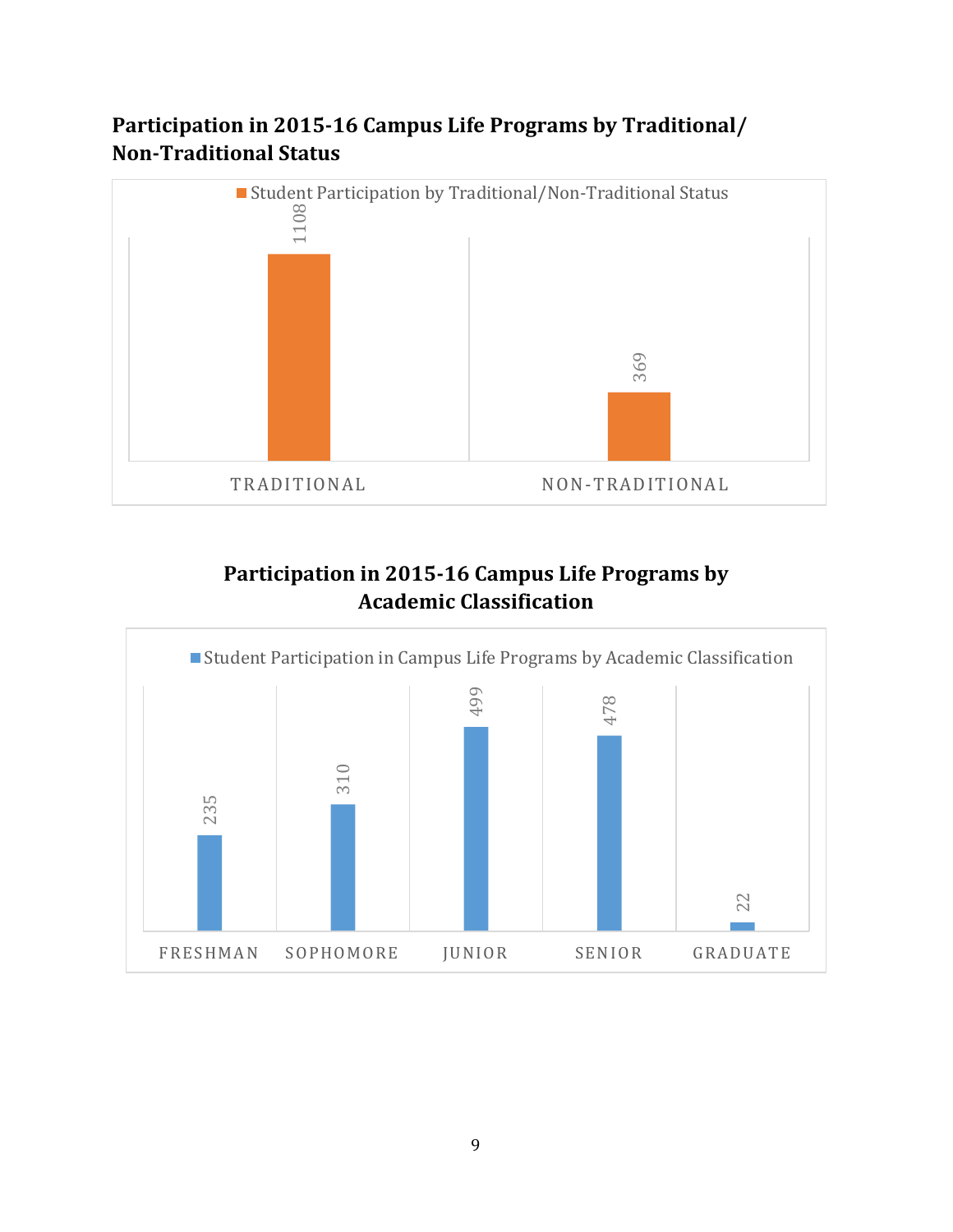**Participation in 2015-16 Campus Life Programs by Traditional/ Non-Traditional Status**

Student Participation by Traditional/Non-Traditional Status

| Status | Participation |
| --- | --- |
| TRADITIONAL | 1108 |
| NON-TRADITIONAL | 369 |

**Participation in 2015-16 Campus Life Programs by Academic Classification**

Student Participation in Campus Life Programs by Academic Classification

| Classification | Participation |
| --- | --- |
| FRESHMAN | 235 |
| SOPHOMORE | 310 |
| JUNIOR | 499 |
| SENIOR | 478 |
| GRADUATE | 22 |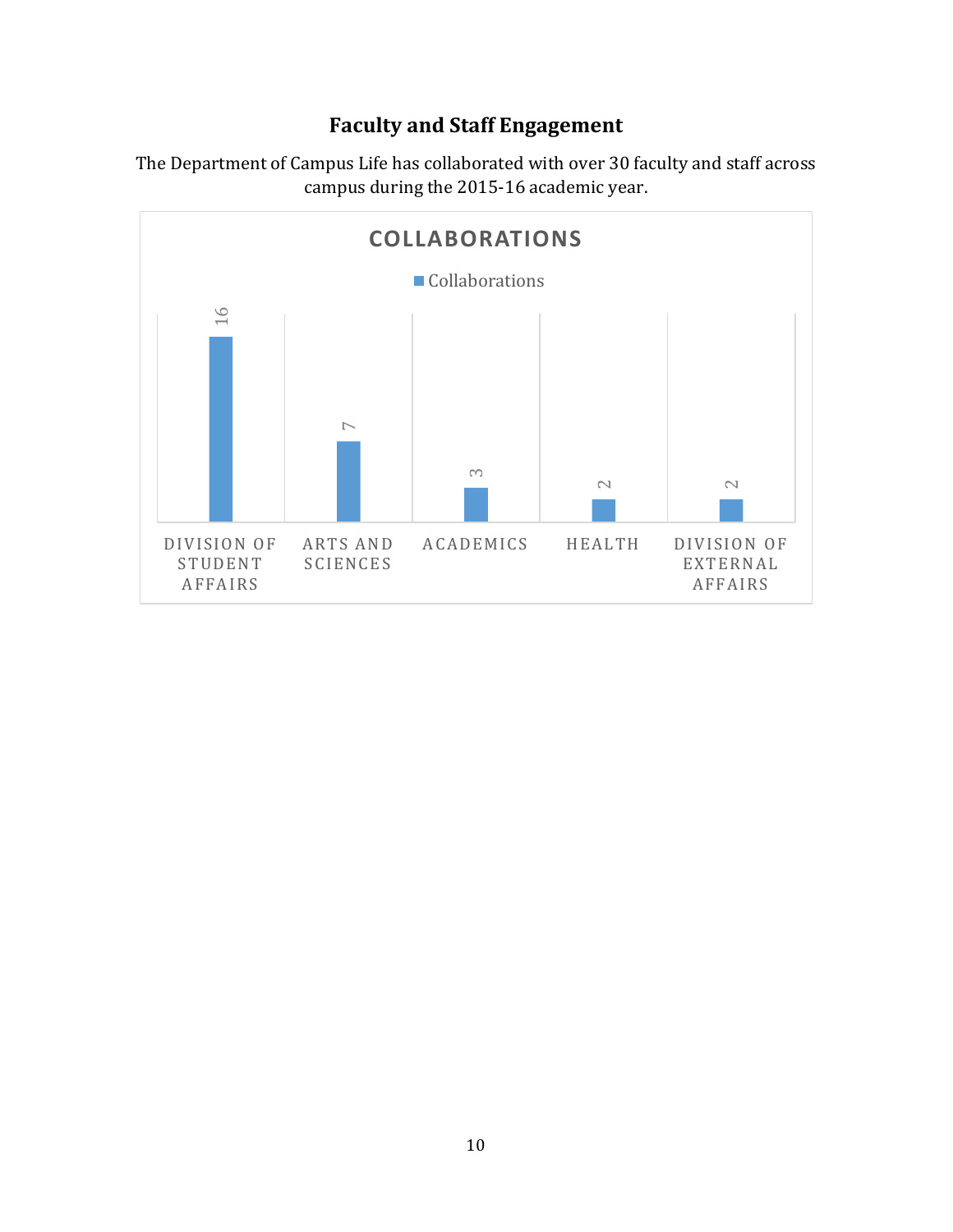## Faculty and Staff Engagement

The Department of Campus Life has collaborated with over 30 faculty and staff across campus during the 2015-16 academic year.

**COLLABORATIONS**

| | Collaborations |
| --- | --- |
| Division of Student Affairs | 16 |
| Arts and Sciences | 7 |
| Academics | 3 |
| Health | 2 |
| Division of External Affairs | 2 |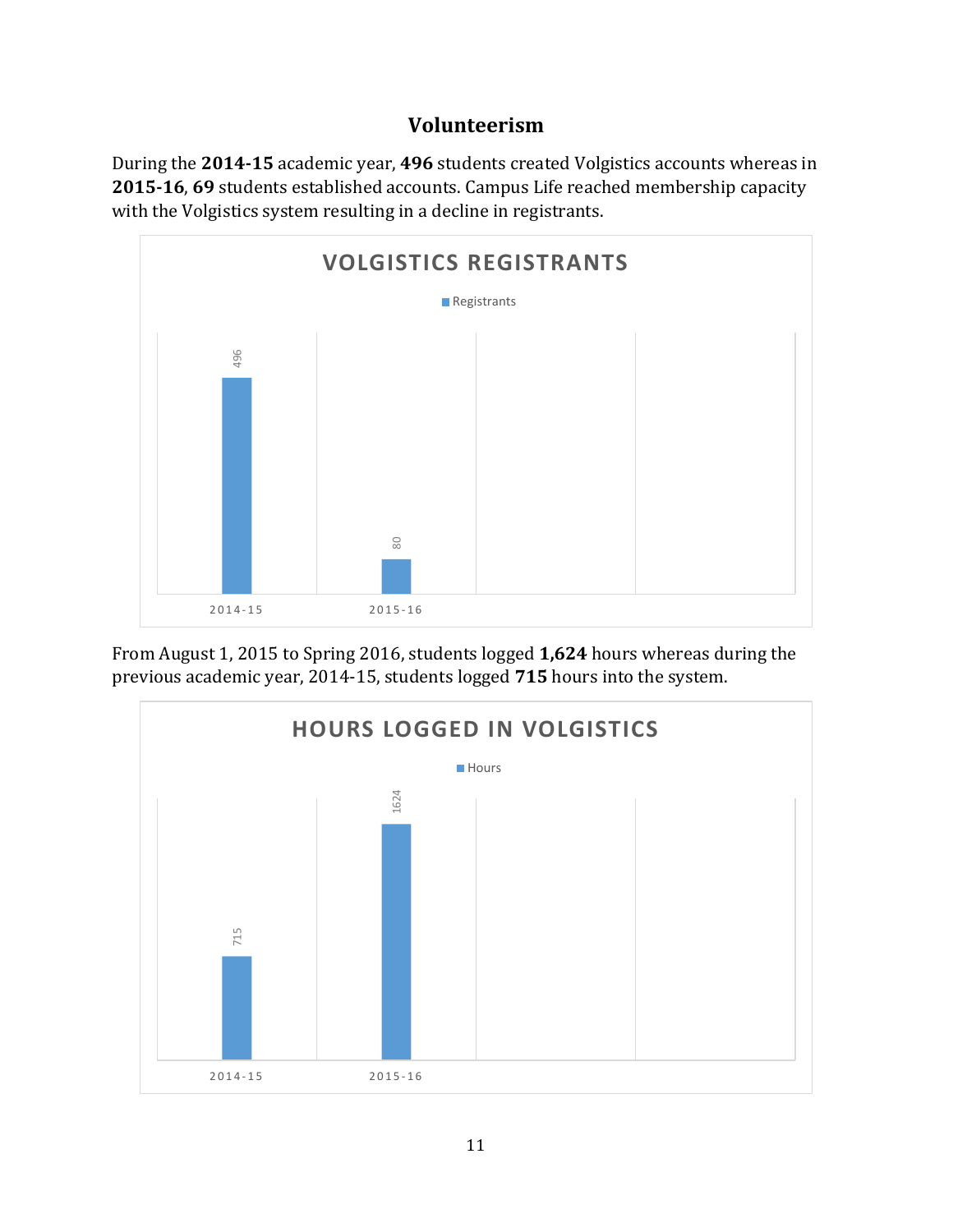## Volunteerism

During the **2014-15** academic year, **496** students created Volgistics accounts whereas in **2015-16**, **69** students established accounts. Campus Life reached membership capacity with the Volgistics system resulting in a decline in registrants.

**VOLGISTICS REGISTRANTS**

| | Registrants |
|---|---|
| 2014-15 | 496 |
| 2015-16 | 80 |

From August 1, 2015 to Spring 2016, students logged **1,624** hours whereas during the previous academic year, 2014-15, students logged **715** hours into the system.

**HOURS LOGGED IN VOLGISTICS**

| | Hours |
|---|---|
| 2014-15 | 715 |
| 2015-16 | 1624 |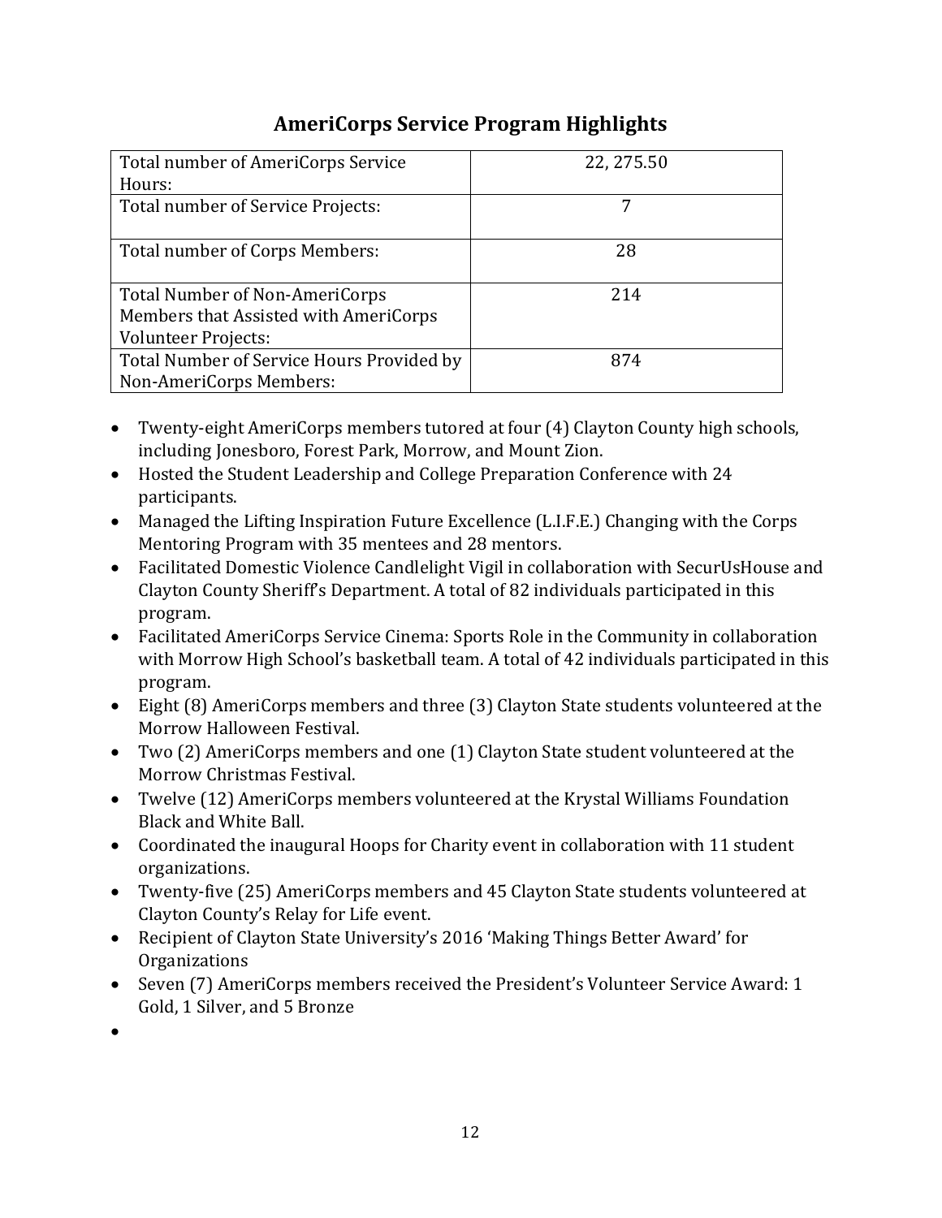## AmeriCorps Service Program Highlights

| | |
|---|---|
| Total number of AmeriCorps Service Hours: | 22, 275.50 |
| Total number of Service Projects: | 7 |
| Total number of Corps Members: | 28 |
| Total Number of Non-AmeriCorps Members that Assisted with AmeriCorps Volunteer Projects: | 214 |
| Total Number of Service Hours Provided by Non-AmeriCorps Members: | 874 |

- Twenty-eight AmeriCorps members tutored at four (4) Clayton County high schools, including Jonesboro, Forest Park, Morrow, and Mount Zion.
- Hosted the Student Leadership and College Preparation Conference with 24 participants.
- Managed the Lifting Inspiration Future Excellence (L.I.F.E.) Changing with the Corps Mentoring Program with 35 mentees and 28 mentors.
- Facilitated Domestic Violence Candlelight Vigil in collaboration with SecurUsHouse and Clayton County Sheriff's Department. A total of 82 individuals participated in this program.
- Facilitated AmeriCorps Service Cinema: Sports Role in the Community in collaboration with Morrow High School's basketball team. A total of 42 individuals participated in this program.
- Eight (8) AmeriCorps members and three (3) Clayton State students volunteered at the Morrow Halloween Festival.
- Two (2) AmeriCorps members and one (1) Clayton State student volunteered at the Morrow Christmas Festival.
- Twelve (12) AmeriCorps members volunteered at the Krystal Williams Foundation Black and White Ball.
- Coordinated the inaugural Hoops for Charity event in collaboration with 11 student organizations.
- Twenty-five (25) AmeriCorps members and 45 Clayton State students volunteered at Clayton County's Relay for Life event.
- Recipient of Clayton State University's 2016 'Making Things Better Award' for Organizations
- Seven (7) AmeriCorps members received the President's Volunteer Service Award: 1 Gold, 1 Silver, and 5 Bronze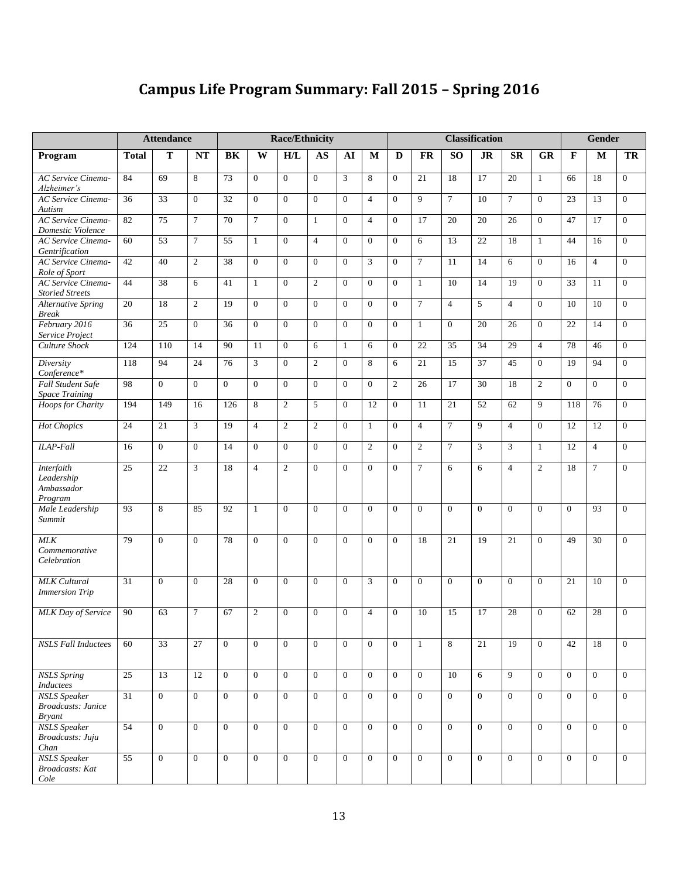# Campus Life Program Summary: Fall 2015 – Spring 2016

| | Attendance | | | Race/Ethnicity | | | | | | Classification | | | | | | Gender | | |
|---|---|---|---|---|---|---|---|---|---|---|---|---|---|---|---|---|---|---|
| **Program** | **Total** | **T** | **NT** | **BK** | **W** | **H/L** | **AS** | **AI** | **M** | **D** | **FR** | **SO** | **JR** | **SR** | **GR** | **F** | **M** | **TR** |
| *AC Service Cinema-Alzheimer's* | 84 | 69 | 8 | 73 | 0 | 0 | 0 | 3 | 8 | 0 | 21 | 18 | 17 | 20 | 1 | 66 | 18 | 0 |
| *AC Service Cinema-Autism* | 36 | 33 | 0 | 32 | 0 | 0 | 0 | 0 | 4 | 0 | 9 | 7 | 10 | 7 | 0 | 23 | 13 | 0 |
| *AC Service Cinema-Domestic Violence* | 82 | 75 | 7 | 70 | 7 | 0 | 1 | 0 | 4 | 0 | 17 | 20 | 20 | 26 | 0 | 47 | 17 | 0 |
| *AC Service Cinema-Gentrification* | 60 | 53 | 7 | 55 | 1 | 0 | 4 | 0 | 0 | 0 | 6 | 13 | 22 | 18 | 1 | 44 | 16 | 0 |
| *AC Service Cinema-Role of Sport* | 42 | 40 | 2 | 38 | 0 | 0 | 0 | 0 | 3 | 0 | 7 | 11 | 14 | 6 | 0 | 16 | 4 | 0 |
| *AC Service Cinema-Storied Streets* | 44 | 38 | 6 | 41 | 1 | 0 | 2 | 0 | 0 | 0 | 1 | 10 | 14 | 19 | 0 | 33 | 11 | 0 |
| *Alternative Spring Break* | 20 | 18 | 2 | 19 | 0 | 0 | 0 | 0 | 0 | 0 | 7 | 4 | 5 | 4 | 0 | 10 | 10 | 0 |
| *February 2016 Service Project* | 36 | 25 | 0 | 36 | 0 | 0 | 0 | 0 | 0 | 0 | 1 | 0 | 20 | 26 | 0 | 22 | 14 | 0 |
| *Culture Shock* | 124 | 110 | 14 | 90 | 11 | 0 | 6 | 1 | 6 | 0 | 22 | 35 | 34 | 29 | 4 | 78 | 46 | 0 |
| *Diversity Conference** | 118 | 94 | 24 | 76 | 3 | 0 | 2 | 0 | 8 | 6 | 21 | 15 | 37 | 45 | 0 | 19 | 94 | 0 |
| *Fall Student Safe Space Training* | 98 | 0 | 0 | 0 | 0 | 0 | 0 | 0 | 0 | 2 | 26 | 17 | 30 | 18 | 2 | 0 | 0 | 0 |
| *Hoops for Charity* | 194 | 149 | 16 | 126 | 8 | 2 | 5 | 0 | 12 | 0 | 11 | 21 | 52 | 62 | 9 | 118 | 76 | 0 |
| *Hot Chopics* | 24 | 21 | 3 | 19 | 4 | 2 | 2 | 0 | 1 | 0 | 4 | 7 | 9 | 4 | 0 | 12 | 12 | 0 |
| *ILAP-Fall* | 16 | 0 | 0 | 14 | 0 | 0 | 0 | 0 | 2 | 0 | 2 | 7 | 3 | 3 | 1 | 12 | 4 | 0 |
| *Interfaith Leadership Ambassador Program* | 25 | 22 | 3 | 18 | 4 | 2 | 0 | 0 | 0 | 0 | 7 | 6 | 6 | 4 | 2 | 18 | 7 | 0 |
| *Male Leadership Summit* | 93 | 8 | 85 | 92 | 1 | 0 | 0 | 0 | 0 | 0 | 0 | 0 | 0 | 0 | 0 | 0 | 93 | 0 |
| *MLK Commemorative Celebration* | 79 | 0 | 0 | 78 | 0 | 0 | 0 | 0 | 0 | 0 | 18 | 21 | 19 | 21 | 0 | 49 | 30 | 0 |
| *MLK Cultural Immersion Trip* | 31 | 0 | 0 | 28 | 0 | 0 | 0 | 0 | 3 | 0 | 0 | 0 | 0 | 0 | 0 | 21 | 10 | 0 |
| *MLK Day of Service* | 90 | 63 | 7 | 67 | 2 | 0 | 0 | 0 | 4 | 0 | 10 | 15 | 17 | 28 | 0 | 62 | 28 | 0 |
| *NSLS Fall Inductees* | 60 | 33 | 27 | 0 | 0 | 0 | 0 | 0 | 0 | 0 | 1 | 8 | 21 | 19 | 0 | 42 | 18 | 0 |
| *NSLS Spring Inductees* | 25 | 13 | 12 | 0 | 0 | 0 | 0 | 0 | 0 | 0 | 0 | 10 | 6 | 9 | 0 | 0 | 0 | 0 |
| *NSLS Speaker Broadcasts: Janice Bryant* | 31 | 0 | 0 | 0 | 0 | 0 | 0 | 0 | 0 | 0 | 0 | 0 | 0 | 0 | 0 | 0 | 0 | 0 |
| *NSLS Speaker Broadcasts: Juju Chan* | 54 | 0 | 0 | 0 | 0 | 0 | 0 | 0 | 0 | 0 | 0 | 0 | 0 | 0 | 0 | 0 | 0 | 0 |
| *NSLS Speaker Broadcasts: Kat Cole* | 55 | 0 | 0 | 0 | 0 | 0 | 0 | 0 | 0 | 0 | 0 | 0 | 0 | 0 | 0 | 0 | 0 | 0 |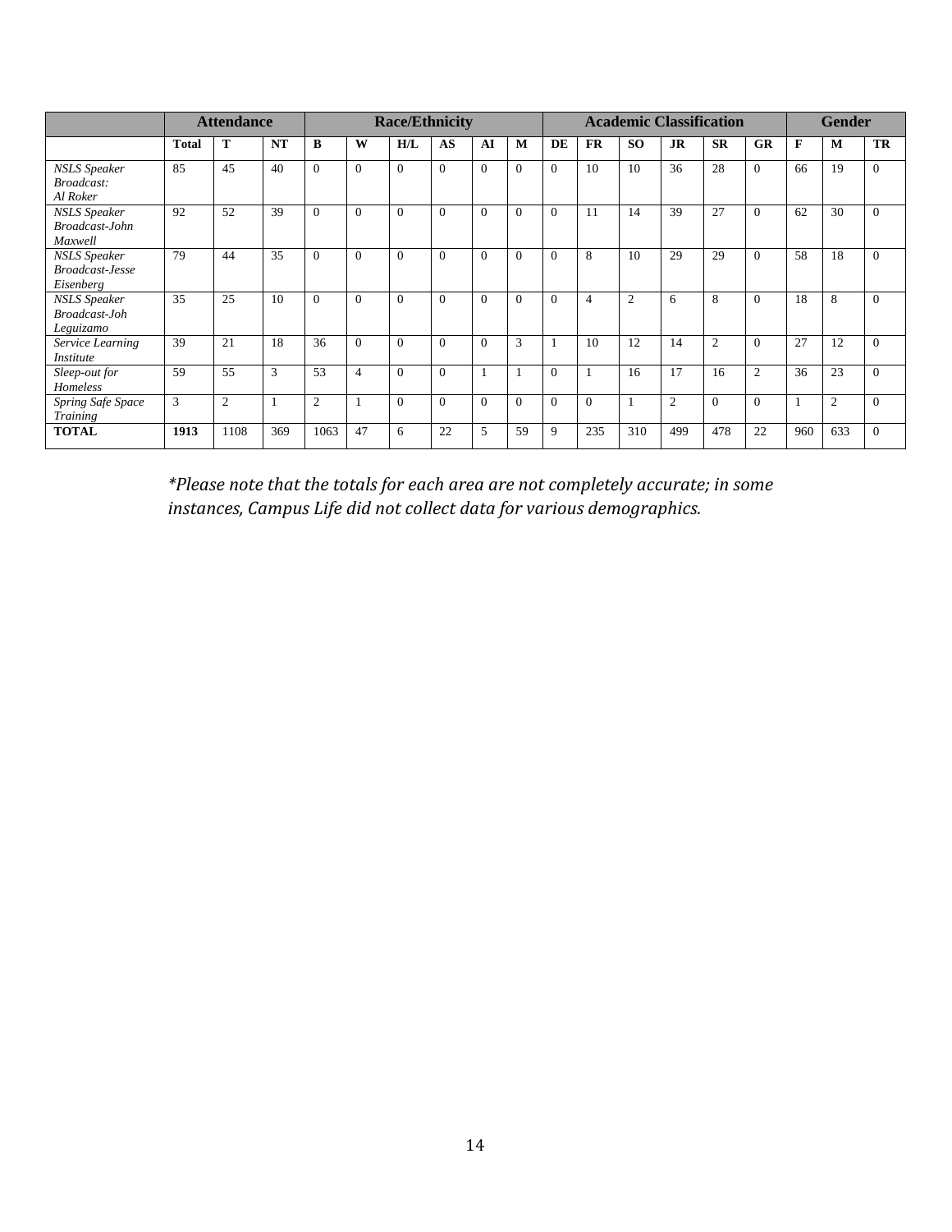| | Attendance | | | Race/Ethnicity | | | | | | Academic Classification | | | | | | Gender | | |
|---|---|---|---|---|---|---|---|---|---|---|---|---|---|---|---|---|---|---|
| | **Total** | **T** | **NT** | **B** | **W** | **H/L** | **AS** | **AI** | **M** | **DE** | **FR** | **SO** | **JR** | **SR** | **GR** | **F** | **M** | **TR** |
| *NSLS Speaker Broadcast: Al Roker* | 85 | 45 | 40 | 0 | 0 | 0 | 0 | 0 | 0 | 0 | 10 | 10 | 36 | 28 | 0 | 66 | 19 | 0 |
| *NSLS Speaker Broadcast-John Maxwell* | 92 | 52 | 39 | 0 | 0 | 0 | 0 | 0 | 0 | 0 | 11 | 14 | 39 | 27 | 0 | 62 | 30 | 0 |
| *NSLS Speaker Broadcast-Jesse Eisenberg* | 79 | 44 | 35 | 0 | 0 | 0 | 0 | 0 | 0 | 0 | 8 | 10 | 29 | 29 | 0 | 58 | 18 | 0 |
| *NSLS Speaker Broadcast-Joh Leguizamo* | 35 | 25 | 10 | 0 | 0 | 0 | 0 | 0 | 0 | 0 | 4 | 2 | 6 | 8 | 0 | 18 | 8 | 0 |
| *Service Learning Institute* | 39 | 21 | 18 | 36 | 0 | 0 | 0 | 0 | 3 | 1 | 10 | 12 | 14 | 2 | 0 | 27 | 12 | 0 |
| *Sleep-out for Homeless* | 59 | 55 | 3 | 53 | 4 | 0 | 0 | 1 | 1 | 0 | 1 | 16 | 17 | 16 | 2 | 36 | 23 | 0 |
| *Spring Safe Space Training* | 3 | 2 | 1 | 2 | 1 | 0 | 0 | 0 | 0 | 0 | 0 | 1 | 2 | 0 | 0 | 1 | 2 | 0 |
| **TOTAL** | **1913** | 1108 | 369 | 1063 | 47 | 6 | 22 | 5 | 59 | 9 | 235 | 310 | 499 | 478 | 22 | 960 | 633 | 0 |

*\*Please note that the totals for each area are not completely accurate; in some instances, Campus Life did not collect data for various demographics.*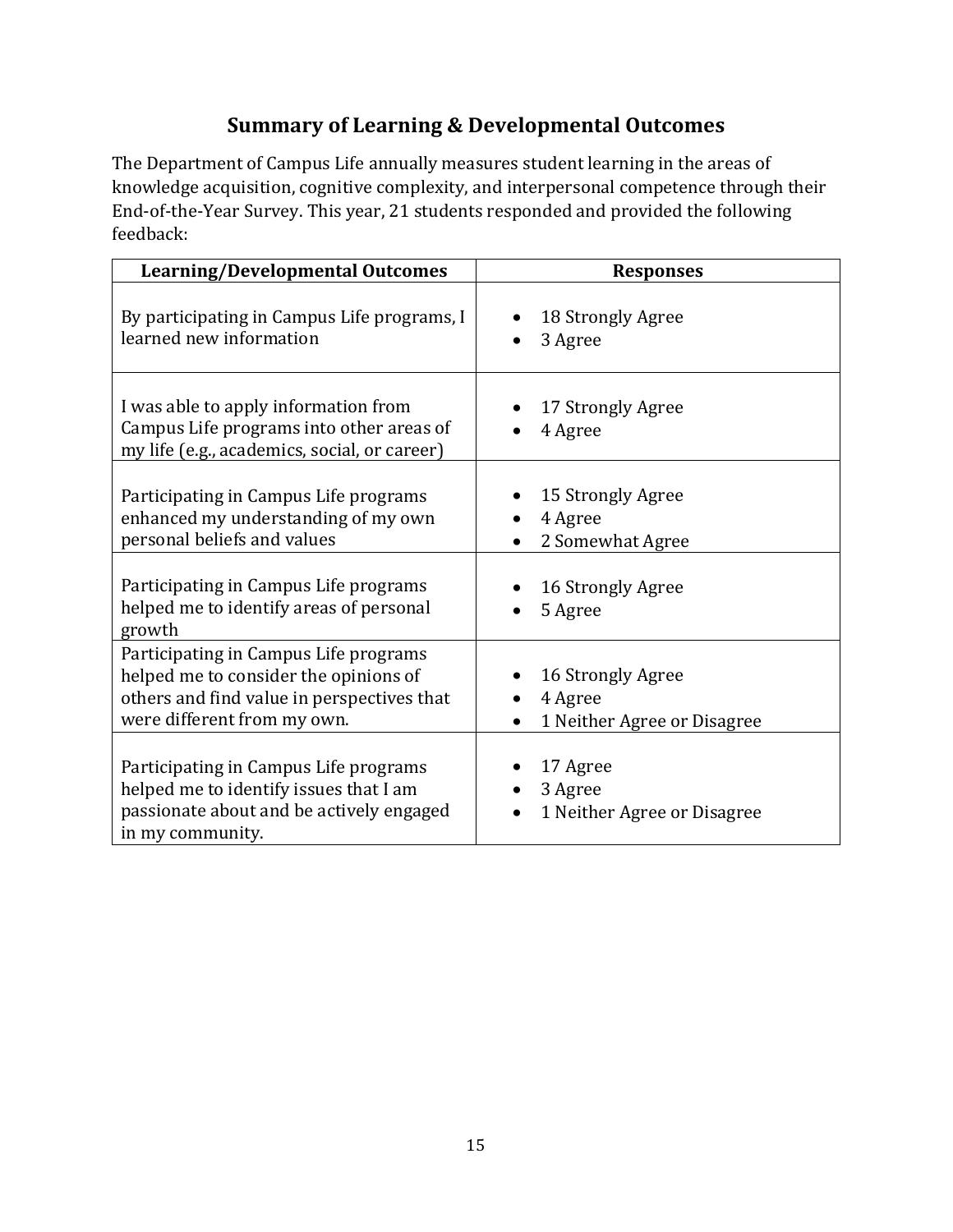## Summary of Learning & Developmental Outcomes

The Department of Campus Life annually measures student learning in the areas of knowledge acquisition, cognitive complexity, and interpersonal competence through their End-of-the-Year Survey. This year, 21 students responded and provided the following feedback:

| Learning/Developmental Outcomes | Responses |
|---|---|
| By participating in Campus Life programs, I learned new information | • 18 Strongly Agree<br>• 3 Agree |
| I was able to apply information from Campus Life programs into other areas of my life (e.g., academics, social, or career) | • 17 Strongly Agree<br>• 4 Agree |
| Participating in Campus Life programs enhanced my understanding of my own personal beliefs and values | • 15 Strongly Agree<br>• 4 Agree<br>• 2 Somewhat Agree |
| Participating in Campus Life programs helped me to identify areas of personal growth | • 16 Strongly Agree<br>• 5 Agree |
| Participating in Campus Life programs helped me to consider the opinions of others and find value in perspectives that were different from my own. | • 16 Strongly Agree<br>• 4 Agree<br>• 1 Neither Agree or Disagree |
| Participating in Campus Life programs helped me to identify issues that I am passionate about and be actively engaged in my community. | • 17 Agree<br>• 3 Agree<br>• 1 Neither Agree or Disagree |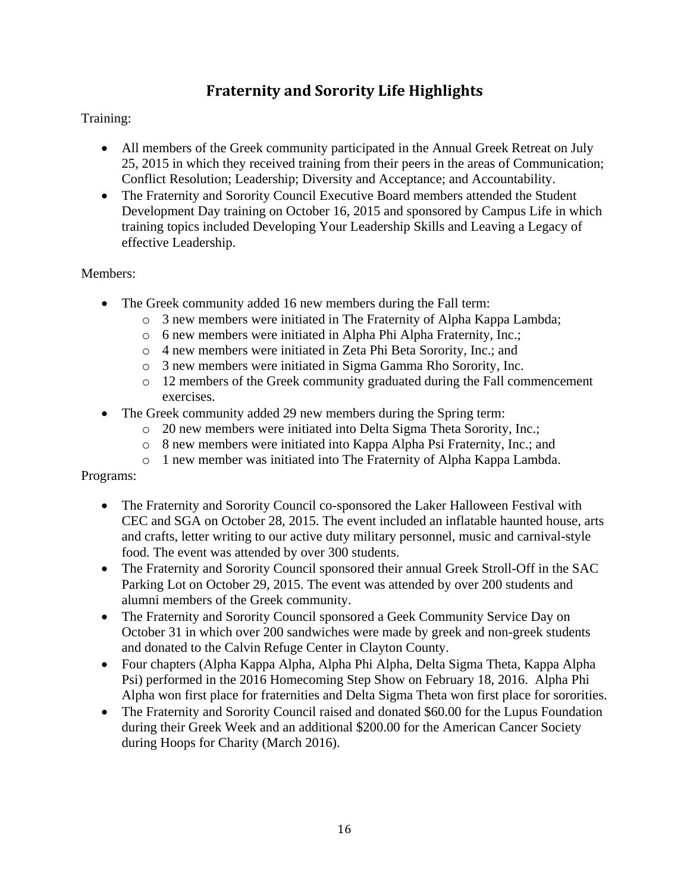## Fraternity and Sorority Life Highlights

Training:

- All members of the Greek community participated in the Annual Greek Retreat on July 25, 2015 in which they received training from their peers in the areas of Communication; Conflict Resolution; Leadership; Diversity and Acceptance; and Accountability.
- The Fraternity and Sorority Council Executive Board members attended the Student Development Day training on October 16, 2015 and sponsored by Campus Life in which training topics included Developing Your Leadership Skills and Leaving a Legacy of effective Leadership.

Members:

- The Greek community added 16 new members during the Fall term:
  - 3 new members were initiated in The Fraternity of Alpha Kappa Lambda;
  - 6 new members were initiated in Alpha Phi Alpha Fraternity, Inc.;
  - 4 new members were initiated in Zeta Phi Beta Sorority, Inc.; and
  - 3 new members were initiated in Sigma Gamma Rho Sorority, Inc.
  - 12 members of the Greek community graduated during the Fall commencement exercises.
- The Greek community added 29 new members during the Spring term:
  - 20 new members were initiated into Delta Sigma Theta Sorority, Inc.;
  - 8 new members were initiated into Kappa Alpha Psi Fraternity, Inc.; and
  - 1 new member was initiated into The Fraternity of Alpha Kappa Lambda.

Programs:

- The Fraternity and Sorority Council co-sponsored the Laker Halloween Festival with CEC and SGA on October 28, 2015. The event included an inflatable haunted house, arts and crafts, letter writing to our active duty military personnel, music and carnival-style food. The event was attended by over 300 students.
- The Fraternity and Sorority Council sponsored their annual Greek Stroll-Off in the SAC Parking Lot on October 29, 2015. The event was attended by over 200 students and alumni members of the Greek community.
- The Fraternity and Sorority Council sponsored a Geek Community Service Day on October 31 in which over 200 sandwiches were made by greek and non-greek students and donated to the Calvin Refuge Center in Clayton County.
- Four chapters (Alpha Kappa Alpha, Alpha Phi Alpha, Delta Sigma Theta, Kappa Alpha Psi) performed in the 2016 Homecoming Step Show on February 18, 2016. Alpha Phi Alpha won first place for fraternities and Delta Sigma Theta won first place for sororities.
- The Fraternity and Sorority Council raised and donated $60.00 for the Lupus Foundation during their Greek Week and an additional $200.00 for the American Cancer Society during Hoops for Charity (March 2016).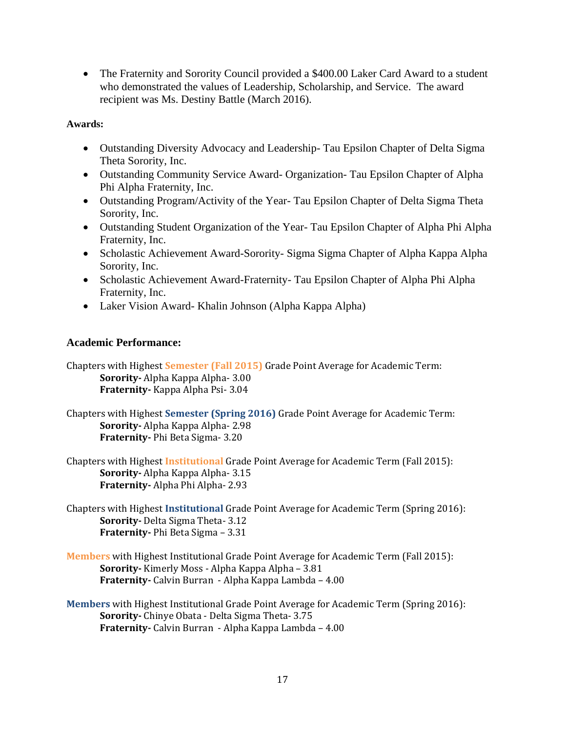- The Fraternity and Sorority Council provided a $400.00 Laker Card Award to a student who demonstrated the values of Leadership, Scholarship, and Service. The award recipient was Ms. Destiny Battle (March 2016).

**Awards:**

- Outstanding Diversity Advocacy and Leadership- Tau Epsilon Chapter of Delta Sigma Theta Sorority, Inc.
- Outstanding Community Service Award- Organization- Tau Epsilon Chapter of Alpha Phi Alpha Fraternity, Inc.
- Outstanding Program/Activity of the Year- Tau Epsilon Chapter of Delta Sigma Theta Sorority, Inc.
- Outstanding Student Organization of the Year- Tau Epsilon Chapter of Alpha Phi Alpha Fraternity, Inc.
- Scholastic Achievement Award-Sorority- Sigma Sigma Chapter of Alpha Kappa Alpha Sorority, Inc.
- Scholastic Achievement Award-Fraternity- Tau Epsilon Chapter of Alpha Phi Alpha Fraternity, Inc.
- Laker Vision Award- Khalin Johnson (Alpha Kappa Alpha)

### Academic Performance:

Chapters with Highest **Semester (Fall 2015)** Grade Point Average for Academic Term:
**Sorority-** Alpha Kappa Alpha- 3.00
**Fraternity-** Kappa Alpha Psi- 3.04

Chapters with Highest **Semester (Spring 2016)** Grade Point Average for Academic Term:
**Sorority-** Alpha Kappa Alpha- 2.98
**Fraternity-** Phi Beta Sigma- 3.20

Chapters with Highest **Institutional** Grade Point Average for Academic Term (Fall 2015):
**Sorority-** Alpha Kappa Alpha- 3.15
**Fraternity-** Alpha Phi Alpha- 2.93

Chapters with Highest **Institutional** Grade Point Average for Academic Term (Spring 2016):
**Sorority-** Delta Sigma Theta- 3.12
**Fraternity-** Phi Beta Sigma – 3.31

**Members** with Highest Institutional Grade Point Average for Academic Term (Fall 2015):
**Sorority-** Kimerly Moss - Alpha Kappa Alpha – 3.81
**Fraternity-** Calvin Burran - Alpha Kappa Lambda – 4.00

**Members** with Highest Institutional Grade Point Average for Academic Term (Spring 2016):
**Sorority-** Chinye Obata - Delta Sigma Theta- 3.75
**Fraternity-** Calvin Burran - Alpha Kappa Lambda – 4.00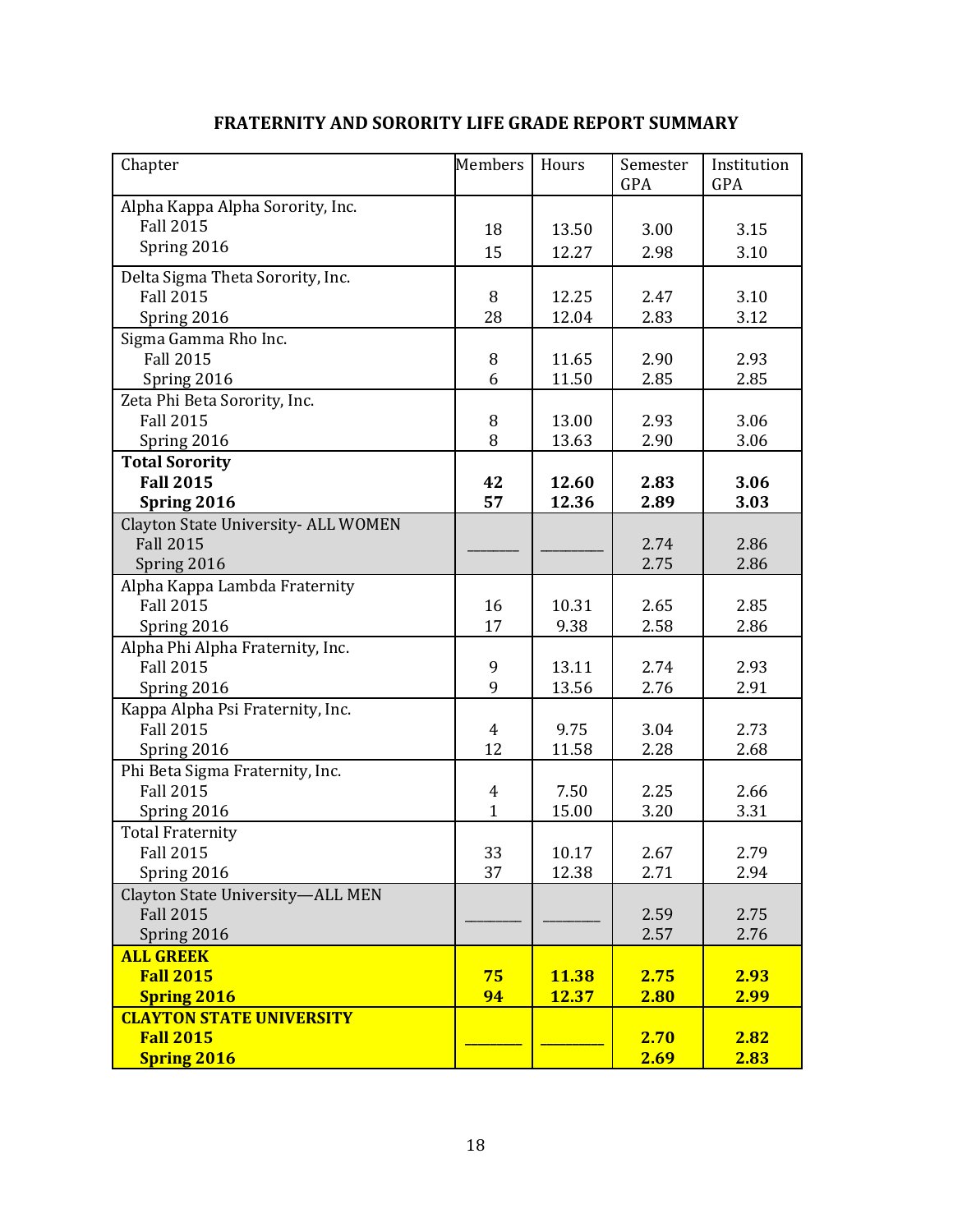## FRATERNITY AND SORORITY LIFE GRADE REPORT SUMMARY

| Chapter | Members | Hours | Semester GPA | Institution GPA |
|---|---|---|---|---|
| Alpha Kappa Alpha Sorority, Inc. | | | | |
| Fall 2015 | 18 | 13.50 | 3.00 | 3.15 |
| Spring 2016 | 15 | 12.27 | 2.98 | 3.10 |
| Delta Sigma Theta Sorority, Inc. | | | | |
| Fall 2015 | 8 | 12.25 | 2.47 | 3.10 |
| Spring 2016 | 28 | 12.04 | 2.83 | 3.12 |
| Sigma Gamma Rho Inc. | | | | |
| Fall 2015 | 8 | 11.65 | 2.90 | 2.93 |
| Spring 2016 | 6 | 11.50 | 2.85 | 2.85 |
| Zeta Phi Beta Sorority, Inc. | | | | |
| Fall 2015 | 8 | 13.00 | 2.93 | 3.06 |
| Spring 2016 | 8 | 13.63 | 2.90 | 3.06 |
| **Total Sorority** | | | | |
| **Fall 2015** | **42** | **12.60** | **2.83** | **3.06** |
| **Spring 2016** | **57** | **12.36** | **2.89** | **3.03** |
| Clayton State University- ALL WOMEN | ______ | ______ | | |
| Fall 2015 | | | 2.74 | 2.86 |
| Spring 2016 | | | 2.75 | 2.86 |
| Alpha Kappa Lambda Fraternity | | | | |
| Fall 2015 | 16 | 10.31 | 2.65 | 2.85 |
| Spring 2016 | 17 | 9.38 | 2.58 | 2.86 |
| Alpha Phi Alpha Fraternity, Inc. | | | | |
| Fall 2015 | 9 | 13.11 | 2.74 | 2.93 |
| Spring 2016 | 9 | 13.56 | 2.76 | 2.91 |
| Kappa Alpha Psi Fraternity, Inc. | | | | |
| Fall 2015 | 4 | 9.75 | 3.04 | 2.73 |
| Spring 2016 | 12 | 11.58 | 2.28 | 2.68 |
| Phi Beta Sigma Fraternity, Inc. | | | | |
| Fall 2015 | 4 | 7.50 | 2.25 | 2.66 |
| Spring 2016 | 1 | 15.00 | 3.20 | 3.31 |
| Total Fraternity | | | | |
| Fall 2015 | 33 | 10.17 | 2.67 | 2.79 |
| Spring 2016 | 37 | 12.38 | 2.71 | 2.94 |
| Clayton State University—ALL MEN | ______ | ______ | | |
| Fall 2015 | | | 2.59 | 2.75 |
| Spring 2016 | | | 2.57 | 2.76 |
| **ALL GREEK** | | | | |
| **Fall 2015** | **75** | **11.38** | **2.75** | **2.93** |
| **Spring 2016** | **94** | **12.37** | **2.80** | **2.99** |
| **CLAYTON STATE UNIVERSITY** | ______ | ______ | | |
| **Fall 2015** | | | **2.70** | **2.82** |
| **Spring 2016** | | | **2.69** | **2.83** |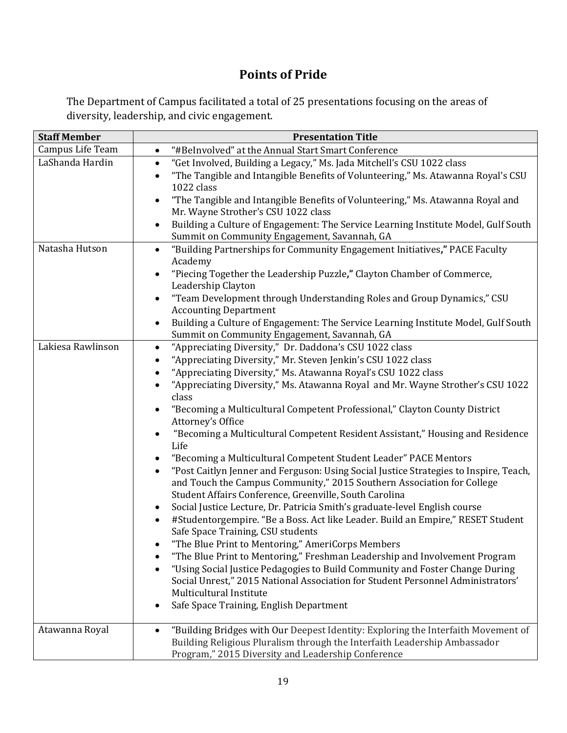## Points of Pride

The Department of Campus facilitated a total of 25 presentations focusing on the areas of diversity, leadership, and civic engagement.

| Staff Member | Presentation Title |
|---|---|
| Campus Life Team | • "#BeInvolved" at the Annual Start Smart Conference |
| LaShanda Hardin | • "Get Involved, Building a Legacy," Ms. Jada Mitchell's CSU 1022 class<br>• "The Tangible and Intangible Benefits of Volunteering," Ms. Atawanna Royal's CSU 1022 class<br>• "The Tangible and Intangible Benefits of Volunteering," Ms. Atawanna Royal and Mr. Wayne Strother's CSU 1022 class<br>• Building a Culture of Engagement: The Service Learning Institute Model, Gulf South Summit on Community Engagement, Savannah, GA |
| Natasha Hutson | • "Building Partnerships for Community Engagement Initiatives**,**" PACE Faculty Academy<br>• "Piecing Together the Leadership Puzzle**,**" Clayton Chamber of Commerce, Leadership Clayton<br>• "Team Development through Understanding Roles and Group Dynamics," CSU Accounting Department<br>• Building a Culture of Engagement: The Service Learning Institute Model, Gulf South Summit on Community Engagement, Savannah, GA |
| Lakiesa Rawlinson | • "Appreciating Diversity," Dr. Daddona's CSU 1022 class<br>• "Appreciating Diversity," Mr. Steven Jenkin's CSU 1022 class<br>• "Appreciating Diversity," Ms. Atawanna Royal's CSU 1022 class<br>• "Appreciating Diversity," Ms. Atawanna Royal and Mr. Wayne Strother's CSU 1022 class<br>• "Becoming a Multicultural Competent Professional," Clayton County District Attorney's Office<br>• "Becoming a Multicultural Competent Resident Assistant," Housing and Residence Life<br>• "Becoming a Multicultural Competent Student Leader" PACE Mentors<br>• "Post Caitlyn Jenner and Ferguson: Using Social Justice Strategies to Inspire, Teach, and Touch the Campus Community," 2015 Southern Association for College Student Affairs Conference, Greenville, South Carolina<br>• Social Justice Lecture, Dr. Patricia Smith's graduate-level English course<br>• #Studentorgempire. "Be a Boss. Act like Leader. Build an Empire," RESET Student Safe Space Training, CSU students<br>• "The Blue Print to Mentoring," AmeriCorps Members<br>• "The Blue Print to Mentoring," Freshman Leadership and Involvement Program<br>• "Using Social Justice Pedagogies to Build Community and Foster Change During Social Unrest," 2015 National Association for Student Personnel Administrators' Multicultural Institute<br>• Safe Space Training, English Department |
| Atawanna Royal | • "Building Bridges with Our Deepest Identity: Exploring the Interfaith Movement of Building Religious Pluralism through the Interfaith Leadership Ambassador Program," 2015 Diversity and Leadership Conference |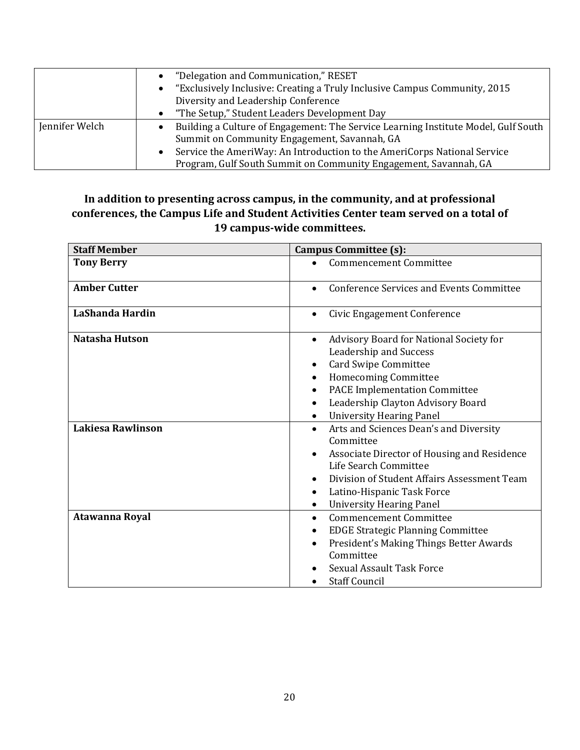| | |
|---|---|
| | • "Delegation and Communication," RESET<br>• "Exclusively Inclusive: Creating a Truly Inclusive Campus Community, 2015 Diversity and Leadership Conference<br>• "The Setup," Student Leaders Development Day |
| Jennifer Welch | • Building a Culture of Engagement: The Service Learning Institute Model, Gulf South Summit on Community Engagement, Savannah, GA<br>• Service the AmeriWay: An Introduction to the AmeriCorps National Service Program, Gulf South Summit on Community Engagement, Savannah, GA |

**In addition to presenting across campus, in the community, and at professional conferences, the Campus Life and Student Activities Center team served on a total of 19 campus-wide committees.**

| Staff Member | Campus Committee (s): |
|---|---|
| **Tony Berry** | • Commencement Committee |
| **Amber Cutter** | • Conference Services and Events Committee |
| **LaShanda Hardin** | • Civic Engagement Conference |
| **Natasha Hutson** | • Advisory Board for National Society for Leadership and Success<br>• Card Swipe Committee<br>• Homecoming Committee<br>• PACE Implementation Committee<br>• Leadership Clayton Advisory Board<br>• University Hearing Panel |
| **Lakiesa Rawlinson** | • Arts and Sciences Dean's and Diversity Committee<br>• Associate Director of Housing and Residence Life Search Committee<br>• Division of Student Affairs Assessment Team<br>• Latino-Hispanic Task Force<br>• University Hearing Panel |
| **Atawanna Royal** | • Commencement Committee<br>• EDGE Strategic Planning Committee<br>• President's Making Things Better Awards Committee<br>• Sexual Assault Task Force<br>• Staff Council |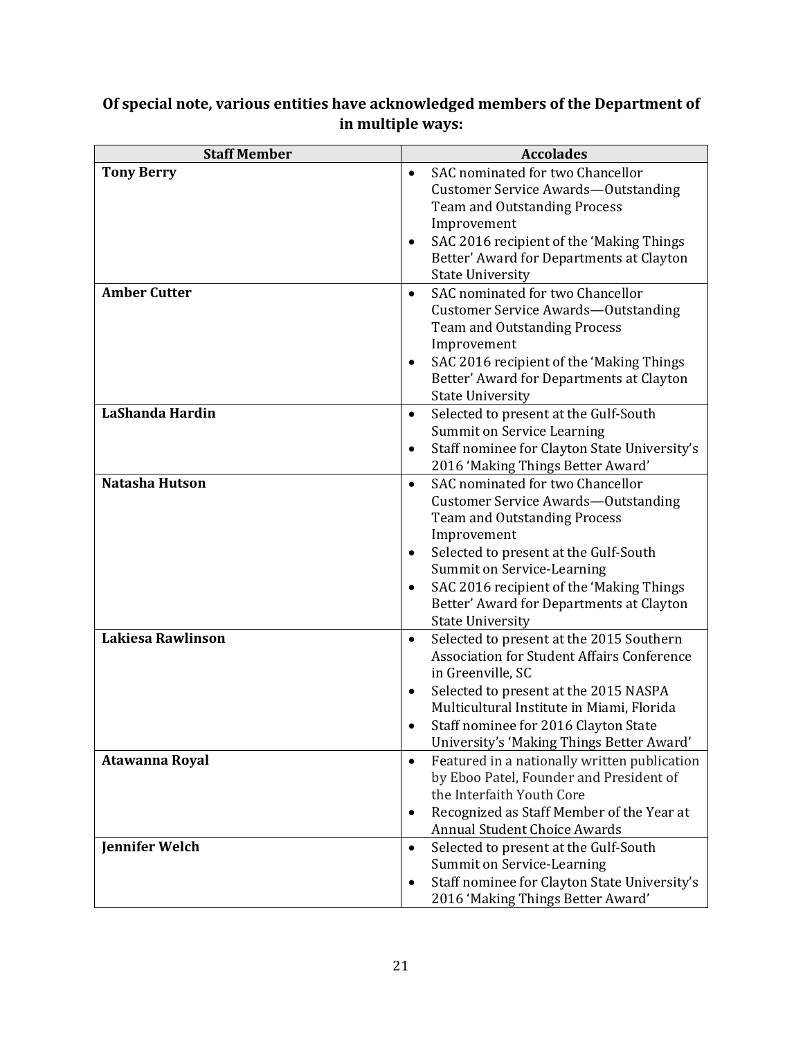**Of special note, various entities have acknowledged members of the Department of in multiple ways:**

| Staff Member | Accolades |
|---|---|
| **Tony Berry** | • SAC nominated for two Chancellor Customer Service Awards—Outstanding Team and Outstanding Process Improvement<br>• SAC 2016 recipient of the 'Making Things Better' Award for Departments at Clayton State University |
| **Amber Cutter** | • SAC nominated for two Chancellor Customer Service Awards—Outstanding Team and Outstanding Process Improvement<br>• SAC 2016 recipient of the 'Making Things Better' Award for Departments at Clayton State University |
| **LaShanda Hardin** | • Selected to present at the Gulf-South Summit on Service Learning<br>• Staff nominee for Clayton State University's 2016 'Making Things Better Award' |
| **Natasha Hutson** | • SAC nominated for two Chancellor Customer Service Awards—Outstanding Team and Outstanding Process Improvement<br>• Selected to present at the Gulf-South Summit on Service-Learning<br>• SAC 2016 recipient of the 'Making Things Better' Award for Departments at Clayton State University |
| **Lakiesa Rawlinson** | • Selected to present at the 2015 Southern Association for Student Affairs Conference in Greenville, SC<br>• Selected to present at the 2015 NASPA Multicultural Institute in Miami, Florida<br>• Staff nominee for 2016 Clayton State University's 'Making Things Better Award' |
| **Atawanna Royal** | • Featured in a nationally written publication by Eboo Patel, Founder and President of the Interfaith Youth Core<br>• Recognized as Staff Member of the Year at Annual Student Choice Awards |
| **Jennifer Welch** | • Selected to present at the Gulf-South Summit on Service-Learning<br>• Staff nominee for Clayton State University's 2016 'Making Things Better Award' |